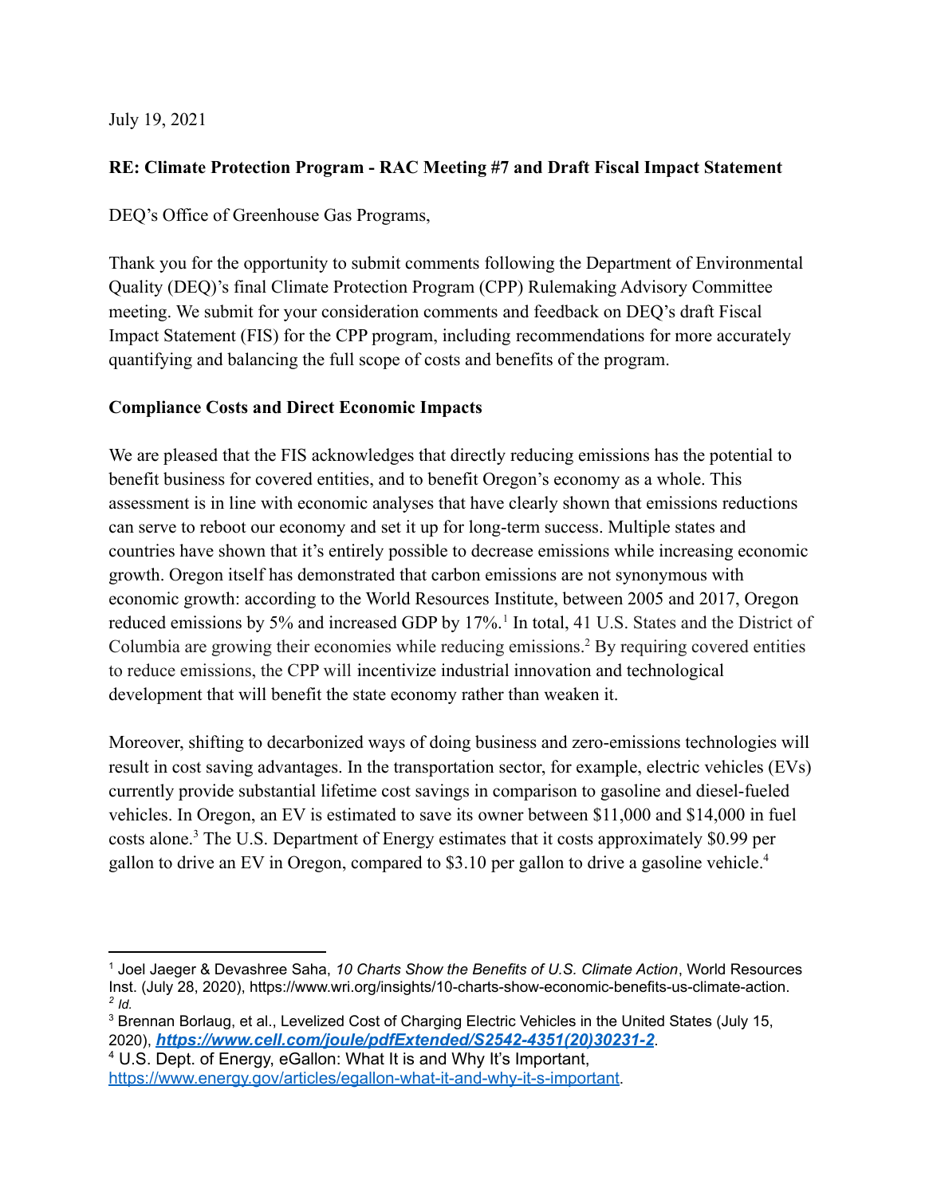July 19, 2021

**RE: Climate Protection Program - RAC Meeting #7 and Draft Fiscal Impact Statement**

DEQ's Office of Greenhouse Gas Programs,

Thank you for the opportunity to submit comments following the Department of Environmental Quality (DEQ)'s final Climate Protection Program (CPP) Rulemaking Advisory Committee meeting. We submit for your consideration comments and feedback on DEQ's draft Fiscal Impact Statement (FIS) for the CPP program, including recommendations for more accurately quantifying and balancing the full scope of costs and benefits of the program.

**Compliance Costs and Direct Economic Impacts**

We are pleased that the FIS acknowledges that directly reducing emissions has the potential to benefit business for covered entities, and to benefit Oregon's economy as a whole. This assessment is in line with economic analyses that have clearly shown that emissions reductions can serve to reboot our economy and set it up for long-term success. Multiple states and countries have shown that it's entirely possible to decrease emissions while increasing economic growth. Oregon itself has demonstrated that carbon emissions are not synonymous with economic growth: according to the World Resources Institute, between 2005 and 2017, Oregon reduced emissions by 5% and increased GDP by 17%.[1] In total, 41 U.S. States and the District of Columbia are growing their economies while reducing emissions.[2] By requiring covered entities to reduce emissions, the CPP will incentivize industrial innovation and technological development that will benefit the state economy rather than weaken it.

Moreover, shifting to decarbonized ways of doing business and zero-emissions technologies will result in cost saving advantages. In the transportation sector, for example, electric vehicles (EVs) currently provide substantial lifetime cost savings in comparison to gasoline and diesel-fueled vehicles. In Oregon, an EV is estimated to save its owner between $11,000 and $14,000 in fuel costs alone.[3] The U.S. Department of Energy estimates that it costs approximately $0.99 per gallon to drive an EV in Oregon, compared to $3.10 per gallon to drive a gasoline vehicle.[4]

---

[1] Joel Jaeger & Devashree Saha, *10 Charts Show the Benefits of U.S. Climate Action*, World Resources Inst. (July 28, 2020), https://www.wri.org/insights/10-charts-show-economic-benefits-us-climate-action.

[2] *Id.*

[3] Brennan Borlaug, et al., Levelized Cost of Charging Electric Vehicles in the United States (July 15, 2020), ***https://www.cell.com/joule/pdfExtended/S2542-4351(20)30231-2***.

[4] U.S. Dept. of Energy, eGallon: What It is and Why It's Important, https://www.energy.gov/articles/egallon-what-it-and-why-it-s-important.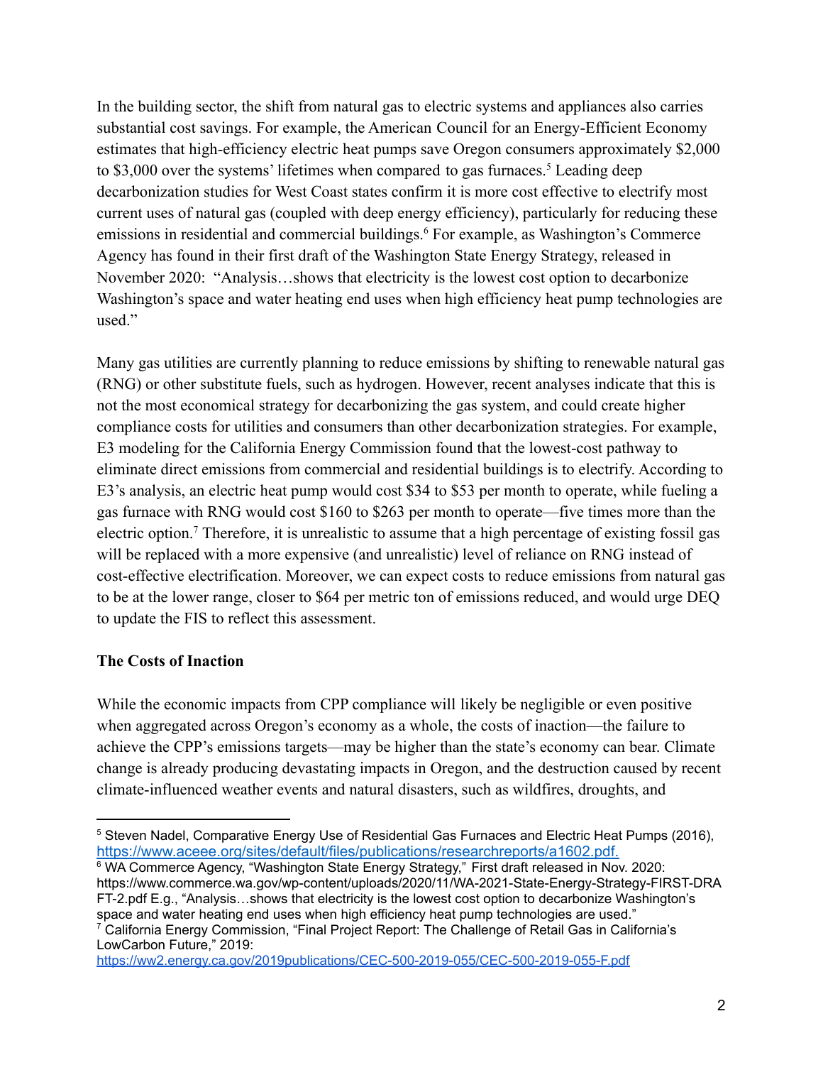In the building sector, the shift from natural gas to electric systems and appliances also carries substantial cost savings. For example, the American Council for an Energy-Efficient Economy estimates that high-efficiency electric heat pumps save Oregon consumers approximately $2,000 to $3,000 over the systems' lifetimes when compared to gas furnaces.[5] Leading deep decarbonization studies for West Coast states confirm it is more cost effective to electrify most current uses of natural gas (coupled with deep energy efficiency), particularly for reducing these emissions in residential and commercial buildings.[6] For example, as Washington's Commerce Agency has found in their first draft of the Washington State Energy Strategy, released in November 2020: "Analysis…shows that electricity is the lowest cost option to decarbonize Washington's space and water heating end uses when high efficiency heat pump technologies are used."

Many gas utilities are currently planning to reduce emissions by shifting to renewable natural gas (RNG) or other substitute fuels, such as hydrogen. However, recent analyses indicate that this is not the most economical strategy for decarbonizing the gas system, and could create higher compliance costs for utilities and consumers than other decarbonization strategies. For example, E3 modeling for the California Energy Commission found that the lowest-cost pathway to eliminate direct emissions from commercial and residential buildings is to electrify. According to E3's analysis, an electric heat pump would cost $34 to $53 per month to operate, while fueling a gas furnace with RNG would cost $160 to $263 per month to operate—five times more than the electric option.[7] Therefore, it is unrealistic to assume that a high percentage of existing fossil gas will be replaced with a more expensive (and unrealistic) level of reliance on RNG instead of cost-effective electrification. Moreover, we can expect costs to reduce emissions from natural gas to be at the lower range, closer to $64 per metric ton of emissions reduced, and would urge DEQ to update the FIS to reflect this assessment.

**The Costs of Inaction**

While the economic impacts from CPP compliance will likely be negligible or even positive when aggregated across Oregon's economy as a whole, the costs of inaction—the failure to achieve the CPP's emissions targets—may be higher than the state's economy can bear. Climate change is already producing devastating impacts in Oregon, and the destruction caused by recent climate-influenced weather events and natural disasters, such as wildfires, droughts, and

---

[5] Steven Nadel, Comparative Energy Use of Residential Gas Furnaces and Electric Heat Pumps (2016), https://www.aceee.org/sites/default/files/publications/researchreports/a1602.pdf.

[6] WA Commerce Agency, "Washington State Energy Strategy," First draft released in Nov. 2020: https://www.commerce.wa.gov/wp-content/uploads/2020/11/WA-2021-State-Energy-Strategy-FIRST-DRAFT-2.pdf E.g., "Analysis…shows that electricity is the lowest cost option to decarbonize Washington's space and water heating end uses when high efficiency heat pump technologies are used."

[7] California Energy Commission, "Final Project Report: The Challenge of Retail Gas in California's LowCarbon Future," 2019: https://ww2.energy.ca.gov/2019publications/CEC-500-2019-055/CEC-500-2019-055-F.pdf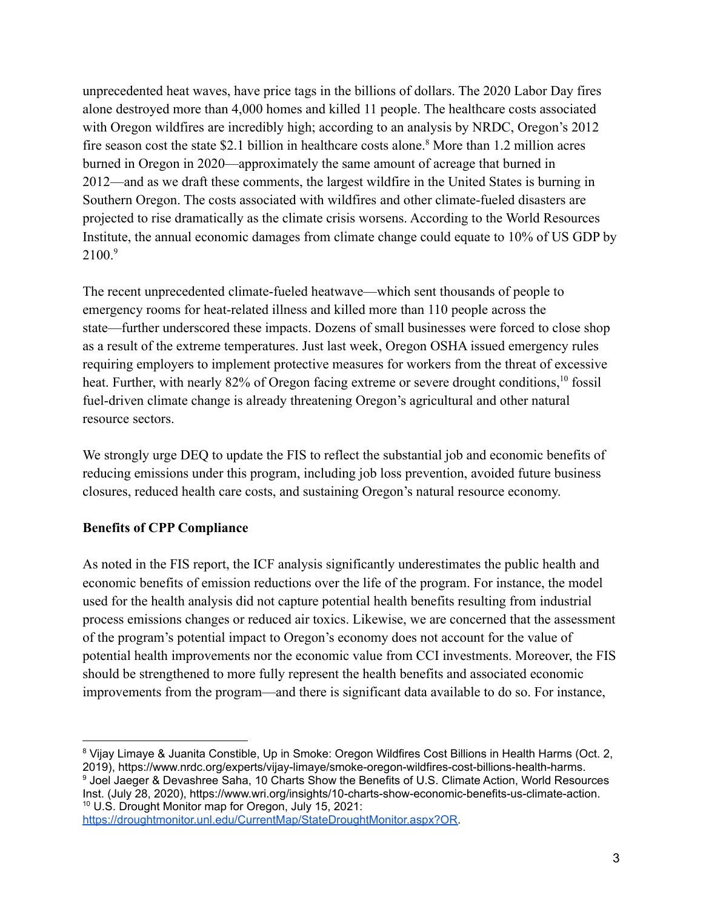unprecedented heat waves, have price tags in the billions of dollars. The 2020 Labor Day fires alone destroyed more than 4,000 homes and killed 11 people. The healthcare costs associated with Oregon wildfires are incredibly high; according to an analysis by NRDC, Oregon's 2012 fire season cost the state $2.1 billion in healthcare costs alone.[8] More than 1.2 million acres burned in Oregon in 2020—approximately the same amount of acreage that burned in 2012—and as we draft these comments, the largest wildfire in the United States is burning in Southern Oregon. The costs associated with wildfires and other climate-fueled disasters are projected to rise dramatically as the climate crisis worsens. According to the World Resources Institute, the annual economic damages from climate change could equate to 10% of US GDP by 2100.[9]

The recent unprecedented climate-fueled heatwave—which sent thousands of people to emergency rooms for heat-related illness and killed more than 110 people across the state—further underscored these impacts. Dozens of small businesses were forced to close shop as a result of the extreme temperatures. Just last week, Oregon OSHA issued emergency rules requiring employers to implement protective measures for workers from the threat of excessive heat. Further, with nearly 82% of Oregon facing extreme or severe drought conditions,[10] fossil fuel-driven climate change is already threatening Oregon's agricultural and other natural resource sectors.

We strongly urge DEQ to update the FIS to reflect the substantial job and economic benefits of reducing emissions under this program, including job loss prevention, avoided future business closures, reduced health care costs, and sustaining Oregon's natural resource economy.

**Benefits of CPP Compliance**

As noted in the FIS report, the ICF analysis significantly underestimates the public health and economic benefits of emission reductions over the life of the program. For instance, the model used for the health analysis did not capture potential health benefits resulting from industrial process emissions changes or reduced air toxics. Likewise, we are concerned that the assessment of the program's potential impact to Oregon's economy does not account for the value of potential health improvements nor the economic value from CCI investments. Moreover, the FIS should be strengthened to more fully represent the health benefits and associated economic improvements from the program—and there is significant data available to do so. For instance,

---

[8] Vijay Limaye & Juanita Constible, Up in Smoke: Oregon Wildfires Cost Billions in Health Harms (Oct. 2, 2019), https://www.nrdc.org/experts/vijay-limaye/smoke-oregon-wildfires-cost-billions-health-harms.

[9] Joel Jaeger & Devashree Saha, 10 Charts Show the Benefits of U.S. Climate Action, World Resources Inst. (July 28, 2020), https://www.wri.org/insights/10-charts-show-economic-benefits-us-climate-action.

[10] U.S. Drought Monitor map for Oregon, July 15, 2021: https://droughtmonitor.unl.edu/CurrentMap/StateDroughtMonitor.aspx?OR.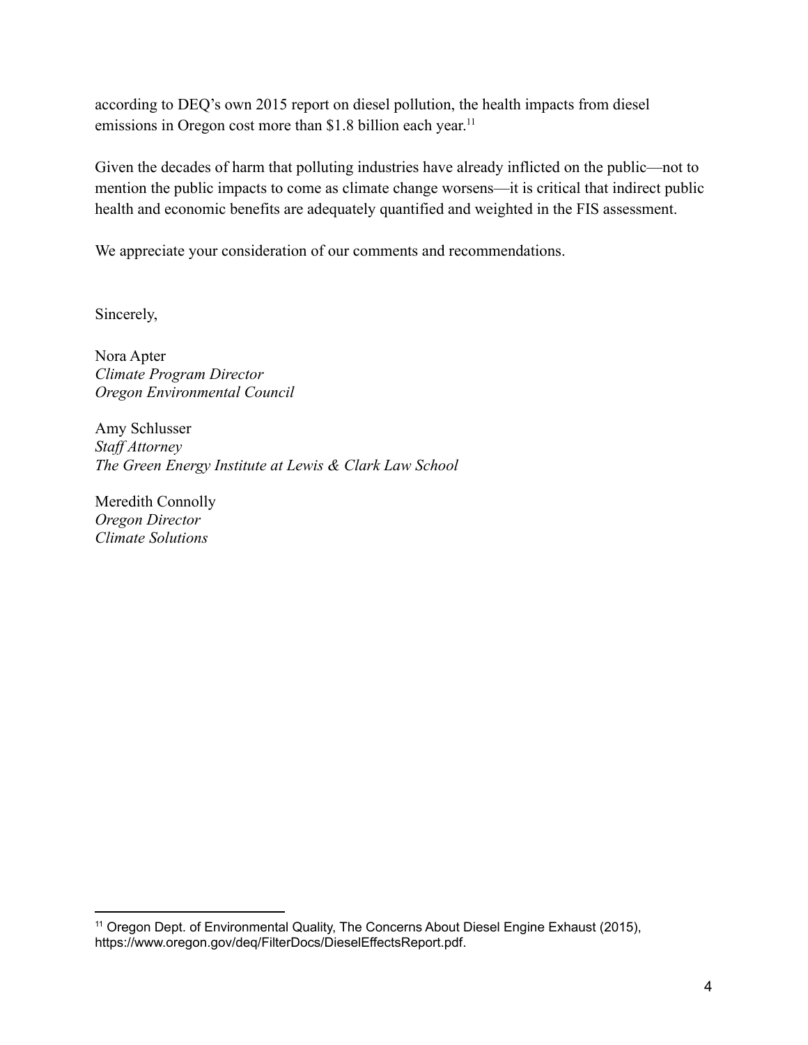according to DEQ's own 2015 report on diesel pollution, the health impacts from diesel emissions in Oregon cost more than $1.8 billion each year.[11]

Given the decades of harm that polluting industries have already inflicted on the public—not to mention the public impacts to come as climate change worsens—it is critical that indirect public health and economic benefits are adequately quantified and weighted in the FIS assessment.

We appreciate your consideration of our comments and recommendations.

Sincerely,

Nora Apter  
*Climate Program Director*  
*Oregon Environmental Council*

Amy Schlusser  
*Staff Attorney*  
*The Green Energy Institute at Lewis & Clark Law School*

Meredith Connolly  
*Oregon Director*  
*Climate Solutions*

---

[11] Oregon Dept. of Environmental Quality, The Concerns About Diesel Engine Exhaust (2015), https://www.oregon.gov/deq/FilterDocs/DieselEffectsReport.pdf.